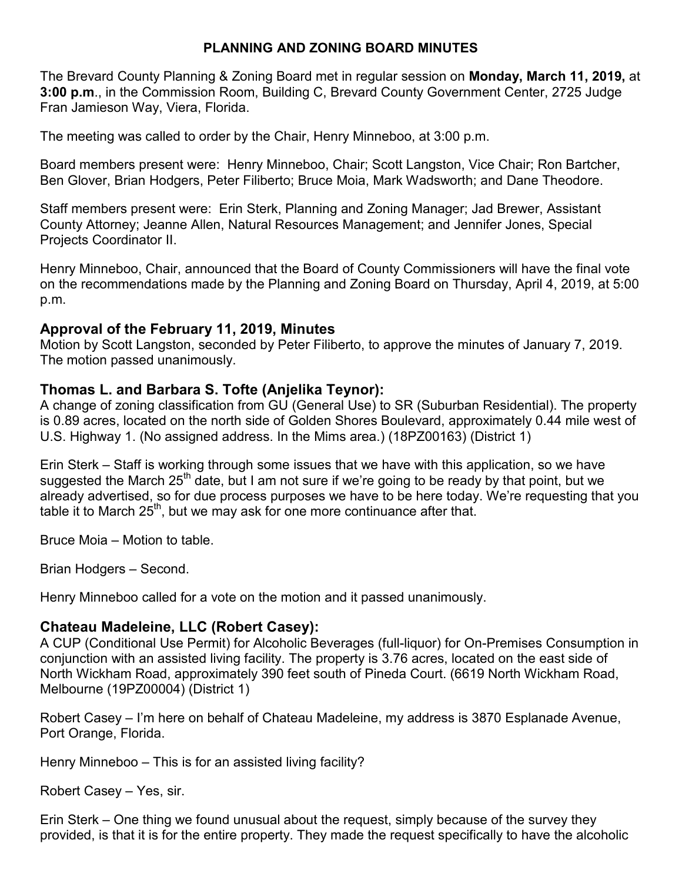**PLANNING AND ZONING BOARD MINUTES**

The Brevard County Planning & Zoning Board met in regular session on **Monday, March 11, 2019,** at **3:00 p.m**., in the Commission Room, Building C, Brevard County Government Center, 2725 Judge Fran Jamieson Way, Viera, Florida.

The meeting was called to order by the Chair, Henry Minneboo, at 3:00 p.m.

Board members present were: Henry Minneboo, Chair; Scott Langston, Vice Chair; Ron Bartcher, Ben Glover, Brian Hodgers, Peter Filiberto; Bruce Moia, Mark Wadsworth; and Dane Theodore.

Staff members present were: Erin Sterk, Planning and Zoning Manager; Jad Brewer, Assistant County Attorney; Jeanne Allen, Natural Resources Management; and Jennifer Jones, Special Projects Coordinator II.

Henry Minneboo, Chair, announced that the Board of County Commissioners will have the final vote on the recommendations made by the Planning and Zoning Board on Thursday, April 4, 2019, at 5:00 p.m.

## Approval of the February 11, 2019, Minutes

Motion by Scott Langston, seconded by Peter Filiberto, to approve the minutes of January 7, 2019. The motion passed unanimously.

## Thomas L. and Barbara S. Tofte (Anjelika Teynor):

A change of zoning classification from GU (General Use) to SR (Suburban Residential). The property is 0.89 acres, located on the north side of Golden Shores Boulevard, approximately 0.44 mile west of U.S. Highway 1. (No assigned address. In the Mims area.) (18PZ00163) (District 1)

Erin Sterk – Staff is working through some issues that we have with this application, so we have suggested the March 25th date, but I am not sure if we're going to be ready by that point, but we already advertised, so for due process purposes we have to be here today. We're requesting that you table it to March 25th, but we may ask for one more continuance after that.

Bruce Moia – Motion to table.

Brian Hodgers – Second.

Henry Minneboo called for a vote on the motion and it passed unanimously.

## Chateau Madeleine, LLC (Robert Casey):

A CUP (Conditional Use Permit) for Alcoholic Beverages (full-liquor) for On-Premises Consumption in conjunction with an assisted living facility. The property is 3.76 acres, located on the east side of North Wickham Road, approximately 390 feet south of Pineda Court. (6619 North Wickham Road, Melbourne (19PZ00004) (District 1)

Robert Casey – I'm here on behalf of Chateau Madeleine, my address is 3870 Esplanade Avenue, Port Orange, Florida.

Henry Minneboo – This is for an assisted living facility?

Robert Casey – Yes, sir.

Erin Sterk – One thing we found unusual about the request, simply because of the survey they provided, is that it is for the entire property. They made the request specifically to have the alcoholic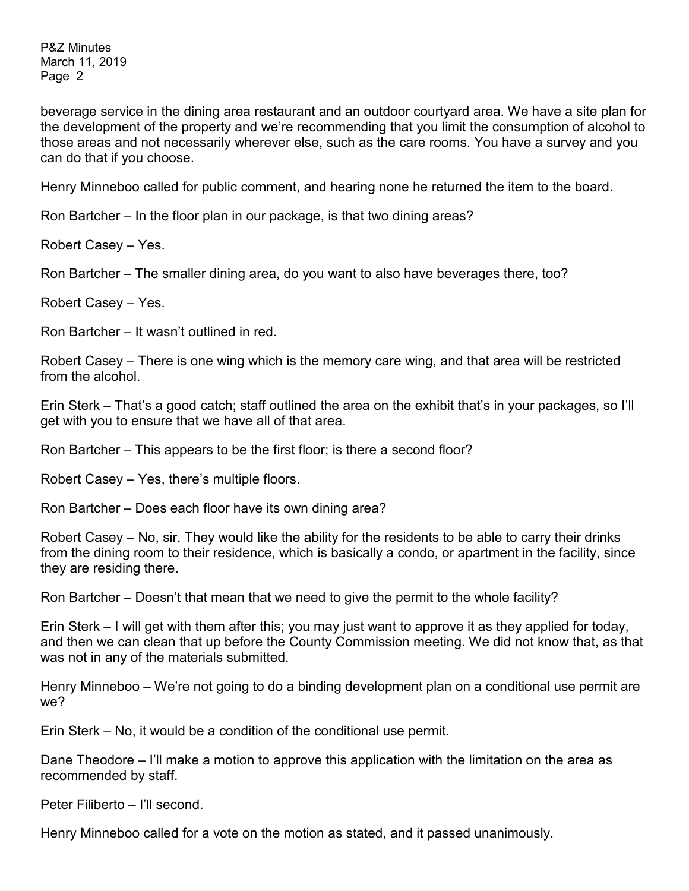beverage service in the dining area restaurant and an outdoor courtyard area. We have a site plan for the development of the property and we're recommending that you limit the consumption of alcohol to those areas and not necessarily wherever else, such as the care rooms. You have a survey and you can do that if you choose.

Henry Minneboo called for public comment, and hearing none he returned the item to the board.

Ron Bartcher – In the floor plan in our package, is that two dining areas?

Robert Casey – Yes.

Ron Bartcher – The smaller dining area, do you want to also have beverages there, too?

Robert Casey – Yes.

Ron Bartcher – It wasn't outlined in red.

Robert Casey – There is one wing which is the memory care wing, and that area will be restricted from the alcohol.

Erin Sterk – That's a good catch; staff outlined the area on the exhibit that's in your packages, so I'll get with you to ensure that we have all of that area.

Ron Bartcher – This appears to be the first floor; is there a second floor?

Robert Casey – Yes, there's multiple floors.

Ron Bartcher – Does each floor have its own dining area?

Robert Casey – No, sir. They would like the ability for the residents to be able to carry their drinks from the dining room to their residence, which is basically a condo, or apartment in the facility, since they are residing there.

Ron Bartcher – Doesn't that mean that we need to give the permit to the whole facility?

Erin Sterk – I will get with them after this; you may just want to approve it as they applied for today, and then we can clean that up before the County Commission meeting. We did not know that, as that was not in any of the materials submitted.

Henry Minneboo – We're not going to do a binding development plan on a conditional use permit are we?

Erin Sterk – No, it would be a condition of the conditional use permit.

Dane Theodore – I'll make a motion to approve this application with the limitation on the area as recommended by staff.

Peter Filiberto – I'll second.

Henry Minneboo called for a vote on the motion as stated, and it passed unanimously.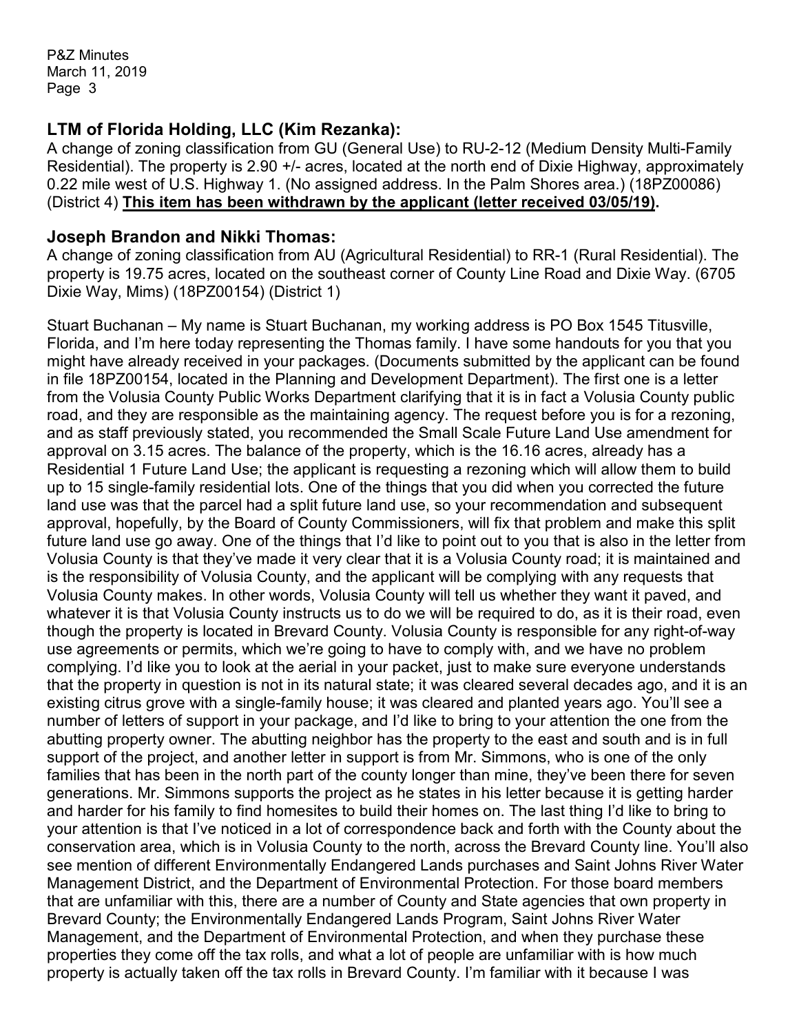### LTM of Florida Holding, LLC (Kim Rezanka):

A change of zoning classification from GU (General Use) to RU-2-12 (Medium Density Multi-Family Residential). The property is 2.90 +/- acres, located at the north end of Dixie Highway, approximately 0.22 mile west of U.S. Highway 1. (No assigned address. In the Palm Shores area.) (18PZ00086) (District 4) **This item has been withdrawn by the applicant (letter received 03/05/19).**

### Joseph Brandon and Nikki Thomas:

A change of zoning classification from AU (Agricultural Residential) to RR-1 (Rural Residential). The property is 19.75 acres, located on the southeast corner of County Line Road and Dixie Way. (6705 Dixie Way, Mims) (18PZ00154) (District 1)

Stuart Buchanan – My name is Stuart Buchanan, my working address is PO Box 1545 Titusville, Florida, and I'm here today representing the Thomas family. I have some handouts for you that you might have already received in your packages. (Documents submitted by the applicant can be found in file 18PZ00154, located in the Planning and Development Department). The first one is a letter from the Volusia County Public Works Department clarifying that it is in fact a Volusia County public road, and they are responsible as the maintaining agency. The request before you is for a rezoning, and as staff previously stated, you recommended the Small Scale Future Land Use amendment for approval on 3.15 acres. The balance of the property, which is the 16.16 acres, already has a Residential 1 Future Land Use; the applicant is requesting a rezoning which will allow them to build up to 15 single-family residential lots. One of the things that you did when you corrected the future land use was that the parcel had a split future land use, so your recommendation and subsequent approval, hopefully, by the Board of County Commissioners, will fix that problem and make this split future land use go away. One of the things that I'd like to point out to you that is also in the letter from Volusia County is that they've made it very clear that it is a Volusia County road; it is maintained and is the responsibility of Volusia County, and the applicant will be complying with any requests that Volusia County makes. In other words, Volusia County will tell us whether they want it paved, and whatever it is that Volusia County instructs us to do we will be required to do, as it is their road, even though the property is located in Brevard County. Volusia County is responsible for any right-of-way use agreements or permits, which we're going to have to comply with, and we have no problem complying. I'd like you to look at the aerial in your packet, just to make sure everyone understands that the property in question is not in its natural state; it was cleared several decades ago, and it is an existing citrus grove with a single-family house; it was cleared and planted years ago. You'll see a number of letters of support in your package, and I'd like to bring to your attention the one from the abutting property owner. The abutting neighbor has the property to the east and south and is in full support of the project, and another letter in support is from Mr. Simmons, who is one of the only families that has been in the north part of the county longer than mine, they've been there for seven generations. Mr. Simmons supports the project as he states in his letter because it is getting harder and harder for his family to find homesites to build their homes on. The last thing I'd like to bring to your attention is that I've noticed in a lot of correspondence back and forth with the County about the conservation area, which is in Volusia County to the north, across the Brevard County line. You'll also see mention of different Environmentally Endangered Lands purchases and Saint Johns River Water Management District, and the Department of Environmental Protection. For those board members that are unfamiliar with this, there are a number of County and State agencies that own property in Brevard County; the Environmentally Endangered Lands Program, Saint Johns River Water Management, and the Department of Environmental Protection, and when they purchase these properties they come off the tax rolls, and what a lot of people are unfamiliar with is how much property is actually taken off the tax rolls in Brevard County. I'm familiar with it because I was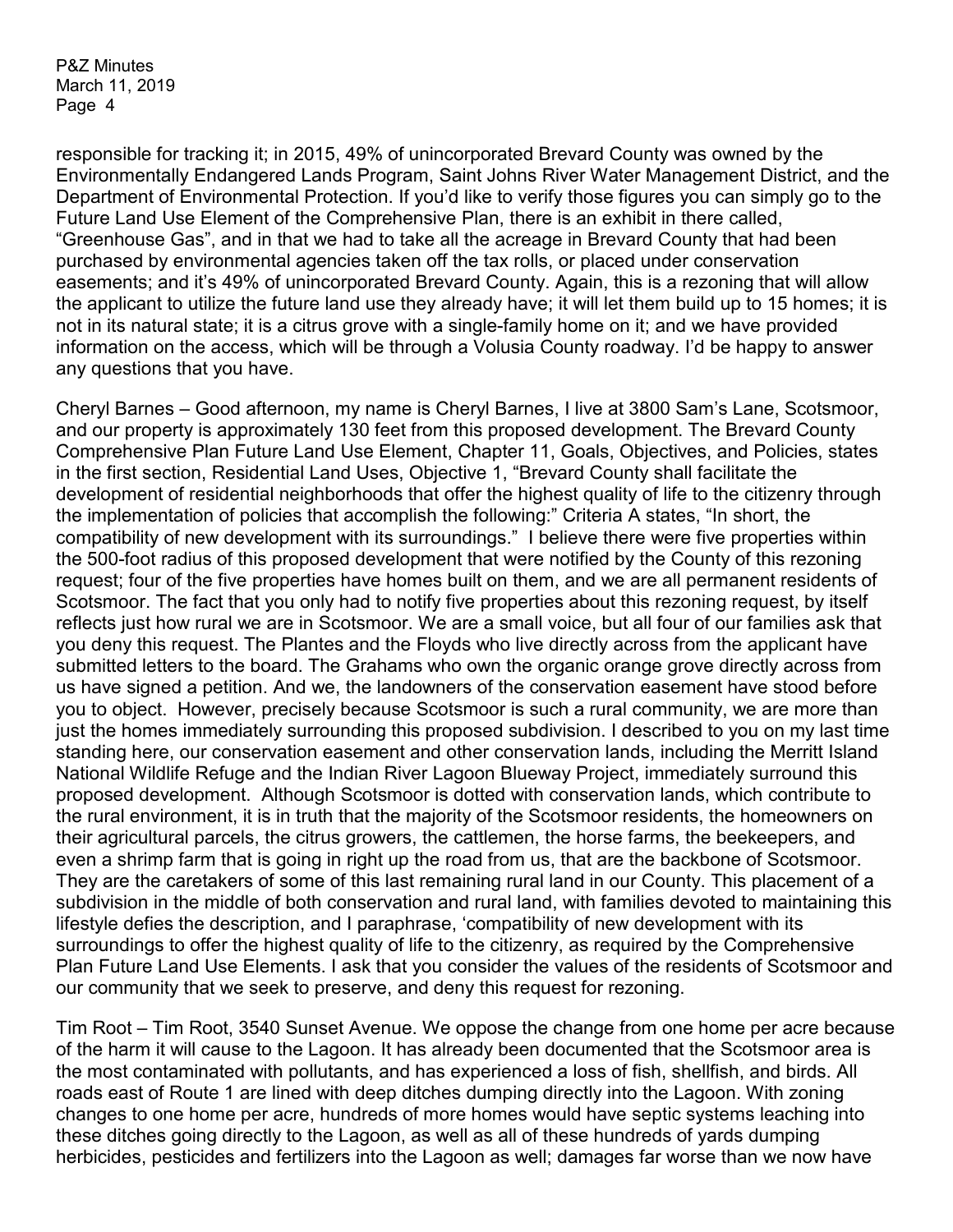responsible for tracking it; in 2015, 49% of unincorporated Brevard County was owned by the Environmentally Endangered Lands Program, Saint Johns River Water Management District, and the Department of Environmental Protection. If you'd like to verify those figures you can simply go to the Future Land Use Element of the Comprehensive Plan, there is an exhibit in there called, "Greenhouse Gas", and in that we had to take all the acreage in Brevard County that had been purchased by environmental agencies taken off the tax rolls, or placed under conservation easements; and it's 49% of unincorporated Brevard County. Again, this is a rezoning that will allow the applicant to utilize the future land use they already have; it will let them build up to 15 homes; it is not in its natural state; it is a citrus grove with a single-family home on it; and we have provided information on the access, which will be through a Volusia County roadway. I'd be happy to answer any questions that you have.

Cheryl Barnes – Good afternoon, my name is Cheryl Barnes, I live at 3800 Sam's Lane, Scotsmoor, and our property is approximately 130 feet from this proposed development. The Brevard County Comprehensive Plan Future Land Use Element, Chapter 11, Goals, Objectives, and Policies, states in the first section, Residential Land Uses, Objective 1, "Brevard County shall facilitate the development of residential neighborhoods that offer the highest quality of life to the citizenry through the implementation of policies that accomplish the following:" Criteria A states, "In short, the compatibility of new development with its surroundings." I believe there were five properties within the 500-foot radius of this proposed development that were notified by the County of this rezoning request; four of the five properties have homes built on them, and we are all permanent residents of Scotsmoor. The fact that you only had to notify five properties about this rezoning request, by itself reflects just how rural we are in Scotsmoor. We are a small voice, but all four of our families ask that you deny this request. The Plantes and the Floyds who live directly across from the applicant have submitted letters to the board. The Grahams who own the organic orange grove directly across from us have signed a petition. And we, the landowners of the conservation easement have stood before you to object. However, precisely because Scotsmoor is such a rural community, we are more than just the homes immediately surrounding this proposed subdivision. I described to you on my last time standing here, our conservation easement and other conservation lands, including the Merritt Island National Wildlife Refuge and the Indian River Lagoon Blueway Project, immediately surround this proposed development. Although Scotsmoor is dotted with conservation lands, which contribute to the rural environment, it is in truth that the majority of the Scotsmoor residents, the homeowners on their agricultural parcels, the citrus growers, the cattlemen, the horse farms, the beekeepers, and even a shrimp farm that is going in right up the road from us, that are the backbone of Scotsmoor. They are the caretakers of some of this last remaining rural land in our County. This placement of a subdivision in the middle of both conservation and rural land, with families devoted to maintaining this lifestyle defies the description, and I paraphrase, 'compatibility of new development with its surroundings to offer the highest quality of life to the citizenry, as required by the Comprehensive Plan Future Land Use Elements. I ask that you consider the values of the residents of Scotsmoor and our community that we seek to preserve, and deny this request for rezoning.

Tim Root – Tim Root, 3540 Sunset Avenue. We oppose the change from one home per acre because of the harm it will cause to the Lagoon. It has already been documented that the Scotsmoor area is the most contaminated with pollutants, and has experienced a loss of fish, shellfish, and birds. All roads east of Route 1 are lined with deep ditches dumping directly into the Lagoon. With zoning changes to one home per acre, hundreds of more homes would have septic systems leaching into these ditches going directly to the Lagoon, as well as all of these hundreds of yards dumping herbicides, pesticides and fertilizers into the Lagoon as well; damages far worse than we now have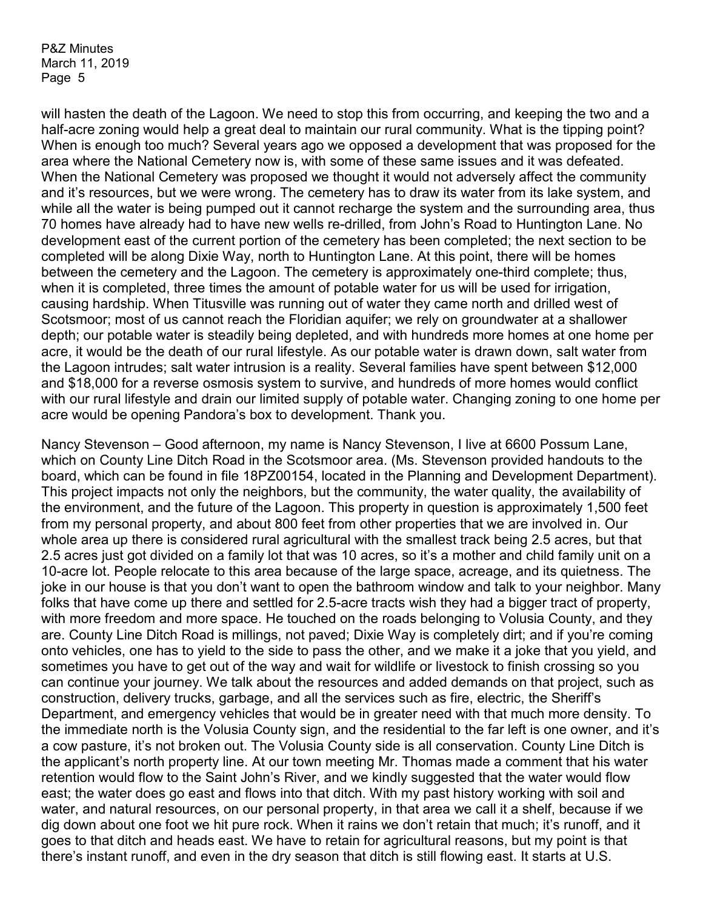will hasten the death of the Lagoon. We need to stop this from occurring, and keeping the two and a half-acre zoning would help a great deal to maintain our rural community. What is the tipping point? When is enough too much? Several years ago we opposed a development that was proposed for the area where the National Cemetery now is, with some of these same issues and it was defeated. When the National Cemetery was proposed we thought it would not adversely affect the community and it's resources, but we were wrong. The cemetery has to draw its water from its lake system, and while all the water is being pumped out it cannot recharge the system and the surrounding area, thus 70 homes have already had to have new wells re-drilled, from John's Road to Huntington Lane. No development east of the current portion of the cemetery has been completed; the next section to be completed will be along Dixie Way, north to Huntington Lane. At this point, there will be homes between the cemetery and the Lagoon. The cemetery is approximately one-third complete; thus, when it is completed, three times the amount of potable water for us will be used for irrigation, causing hardship. When Titusville was running out of water they came north and drilled west of Scotsmoor; most of us cannot reach the Floridian aquifer; we rely on groundwater at a shallower depth; our potable water is steadily being depleted, and with hundreds more homes at one home per acre, it would be the death of our rural lifestyle. As our potable water is drawn down, salt water from the Lagoon intrudes; salt water intrusion is a reality. Several families have spent between $12,000 and $18,000 for a reverse osmosis system to survive, and hundreds of more homes would conflict with our rural lifestyle and drain our limited supply of potable water. Changing zoning to one home per acre would be opening Pandora's box to development. Thank you.

Nancy Stevenson – Good afternoon, my name is Nancy Stevenson, I live at 6600 Possum Lane, which on County Line Ditch Road in the Scotsmoor area. (Ms. Stevenson provided handouts to the board, which can be found in file 18PZ00154, located in the Planning and Development Department). This project impacts not only the neighbors, but the community, the water quality, the availability of the environment, and the future of the Lagoon. This property in question is approximately 1,500 feet from my personal property, and about 800 feet from other properties that we are involved in. Our whole area up there is considered rural agricultural with the smallest track being 2.5 acres, but that 2.5 acres just got divided on a family lot that was 10 acres, so it's a mother and child family unit on a 10-acre lot. People relocate to this area because of the large space, acreage, and its quietness. The joke in our house is that you don't want to open the bathroom window and talk to your neighbor. Many folks that have come up there and settled for 2.5-acre tracts wish they had a bigger tract of property, with more freedom and more space. He touched on the roads belonging to Volusia County, and they are. County Line Ditch Road is millings, not paved; Dixie Way is completely dirt; and if you're coming onto vehicles, one has to yield to the side to pass the other, and we make it a joke that you yield, and sometimes you have to get out of the way and wait for wildlife or livestock to finish crossing so you can continue your journey. We talk about the resources and added demands on that project, such as construction, delivery trucks, garbage, and all the services such as fire, electric, the Sheriff's Department, and emergency vehicles that would be in greater need with that much more density. To the immediate north is the Volusia County sign, and the residential to the far left is one owner, and it's a cow pasture, it's not broken out. The Volusia County side is all conservation. County Line Ditch is the applicant's north property line. At our town meeting Mr. Thomas made a comment that his water retention would flow to the Saint John's River, and we kindly suggested that the water would flow east; the water does go east and flows into that ditch. With my past history working with soil and water, and natural resources, on our personal property, in that area we call it a shelf, because if we dig down about one foot we hit pure rock. When it rains we don't retain that much; it's runoff, and it goes to that ditch and heads east. We have to retain for agricultural reasons, but my point is that there's instant runoff, and even in the dry season that ditch is still flowing east. It starts at U.S.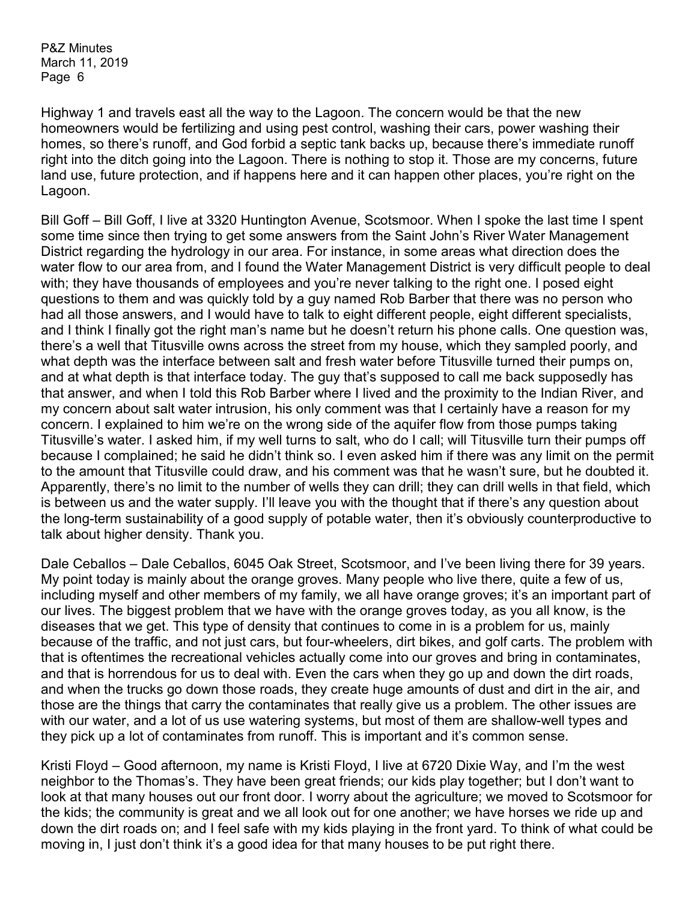Highway 1 and travels east all the way to the Lagoon. The concern would be that the new homeowners would be fertilizing and using pest control, washing their cars, power washing their homes, so there's runoff, and God forbid a septic tank backs up, because there's immediate runoff right into the ditch going into the Lagoon. There is nothing to stop it. Those are my concerns, future land use, future protection, and if happens here and it can happen other places, you're right on the Lagoon.

Bill Goff – Bill Goff, I live at 3320 Huntington Avenue, Scotsmoor. When I spoke the last time I spent some time since then trying to get some answers from the Saint John's River Water Management District regarding the hydrology in our area. For instance, in some areas what direction does the water flow to our area from, and I found the Water Management District is very difficult people to deal with; they have thousands of employees and you're never talking to the right one. I posed eight questions to them and was quickly told by a guy named Rob Barber that there was no person who had all those answers, and I would have to talk to eight different people, eight different specialists, and I think I finally got the right man's name but he doesn't return his phone calls. One question was, there's a well that Titusville owns across the street from my house, which they sampled poorly, and what depth was the interface between salt and fresh water before Titusville turned their pumps on, and at what depth is that interface today. The guy that's supposed to call me back supposedly has that answer, and when I told this Rob Barber where I lived and the proximity to the Indian River, and my concern about salt water intrusion, his only comment was that I certainly have a reason for my concern. I explained to him we're on the wrong side of the aquifer flow from those pumps taking Titusville's water. I asked him, if my well turns to salt, who do I call; will Titusville turn their pumps off because I complained; he said he didn't think so. I even asked him if there was any limit on the permit to the amount that Titusville could draw, and his comment was that he wasn't sure, but he doubted it. Apparently, there's no limit to the number of wells they can drill; they can drill wells in that field, which is between us and the water supply. I'll leave you with the thought that if there's any question about the long-term sustainability of a good supply of potable water, then it's obviously counterproductive to talk about higher density. Thank you.

Dale Ceballos – Dale Ceballos, 6045 Oak Street, Scotsmoor, and I've been living there for 39 years. My point today is mainly about the orange groves. Many people who live there, quite a few of us, including myself and other members of my family, we all have orange groves; it's an important part of our lives. The biggest problem that we have with the orange groves today, as you all know, is the diseases that we get. This type of density that continues to come in is a problem for us, mainly because of the traffic, and not just cars, but four-wheelers, dirt bikes, and golf carts. The problem with that is oftentimes the recreational vehicles actually come into our groves and bring in contaminates, and that is horrendous for us to deal with. Even the cars when they go up and down the dirt roads, and when the trucks go down those roads, they create huge amounts of dust and dirt in the air, and those are the things that carry the contaminates that really give us a problem. The other issues are with our water, and a lot of us use watering systems, but most of them are shallow-well types and they pick up a lot of contaminates from runoff. This is important and it's common sense.

Kristi Floyd – Good afternoon, my name is Kristi Floyd, I live at 6720 Dixie Way, and I'm the west neighbor to the Thomas's. They have been great friends; our kids play together; but I don't want to look at that many houses out our front door. I worry about the agriculture; we moved to Scotsmoor for the kids; the community is great and we all look out for one another; we have horses we ride up and down the dirt roads on; and I feel safe with my kids playing in the front yard. To think of what could be moving in, I just don't think it's a good idea for that many houses to be put right there.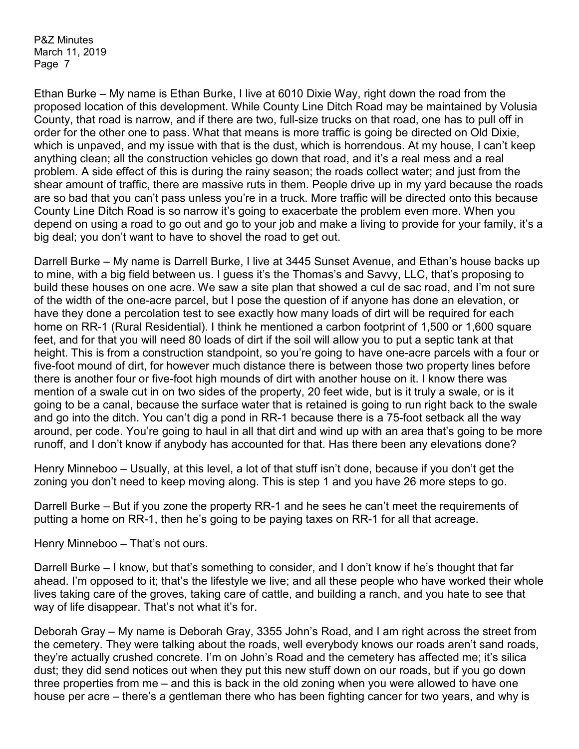Ethan Burke – My name is Ethan Burke, I live at 6010 Dixie Way, right down the road from the proposed location of this development. While County Line Ditch Road may be maintained by Volusia County, that road is narrow, and if there are two, full-size trucks on that road, one has to pull off in order for the other one to pass. What that means is more traffic is going be directed on Old Dixie, which is unpaved, and my issue with that is the dust, which is horrendous. At my house, I can't keep anything clean; all the construction vehicles go down that road, and it's a real mess and a real problem. A side effect of this is during the rainy season; the roads collect water; and just from the shear amount of traffic, there are massive ruts in them. People drive up in my yard because the roads are so bad that you can't pass unless you're in a truck. More traffic will be directed onto this because County Line Ditch Road is so narrow it's going to exacerbate the problem even more. When you depend on using a road to go out and go to your job and make a living to provide for your family, it's a big deal; you don't want to have to shovel the road to get out.

Darrell Burke – My name is Darrell Burke, I live at 3445 Sunset Avenue, and Ethan's house backs up to mine, with a big field between us. I guess it's the Thomas's and Savvy, LLC, that's proposing to build these houses on one acre. We saw a site plan that showed a cul de sac road, and I'm not sure of the width of the one-acre parcel, but I pose the question of if anyone has done an elevation, or have they done a percolation test to see exactly how many loads of dirt will be required for each home on RR-1 (Rural Residential). I think he mentioned a carbon footprint of 1,500 or 1,600 square feet, and for that you will need 80 loads of dirt if the soil will allow you to put a septic tank at that height. This is from a construction standpoint, so you're going to have one-acre parcels with a four or five-foot mound of dirt, for however much distance there is between those two property lines before there is another four or five-foot high mounds of dirt with another house on it. I know there was mention of a swale cut in on two sides of the property, 20 feet wide, but is it truly a swale, or is it going to be a canal, because the surface water that is retained is going to run right back to the swale and go into the ditch. You can't dig a pond in RR-1 because there is a 75-foot setback all the way around, per code. You're going to haul in all that dirt and wind up with an area that's going to be more runoff, and I don't know if anybody has accounted for that. Has there been any elevations done?

Henry Minneboo – Usually, at this level, a lot of that stuff isn't done, because if you don't get the zoning you don't need to keep moving along. This is step 1 and you have 26 more steps to go.

Darrell Burke – But if you zone the property RR-1 and he sees he can't meet the requirements of putting a home on RR-1, then he's going to be paying taxes on RR-1 for all that acreage.

Henry Minneboo – That's not ours.

Darrell Burke – I know, but that's something to consider, and I don't know if he's thought that far ahead. I'm opposed to it; that's the lifestyle we live; and all these people who have worked their whole lives taking care of the groves, taking care of cattle, and building a ranch, and you hate to see that way of life disappear. That's not what it's for.

Deborah Gray – My name is Deborah Gray, 3355 John's Road, and I am right across the street from the cemetery. They were talking about the roads, well everybody knows our roads aren't sand roads, they're actually crushed concrete. I'm on John's Road and the cemetery has affected me; it's silica dust; they did send notices out when they put this new stuff down on our roads, but if you go down three properties from me – and this is back in the old zoning when you were allowed to have one house per acre – there's a gentleman there who has been fighting cancer for two years, and why is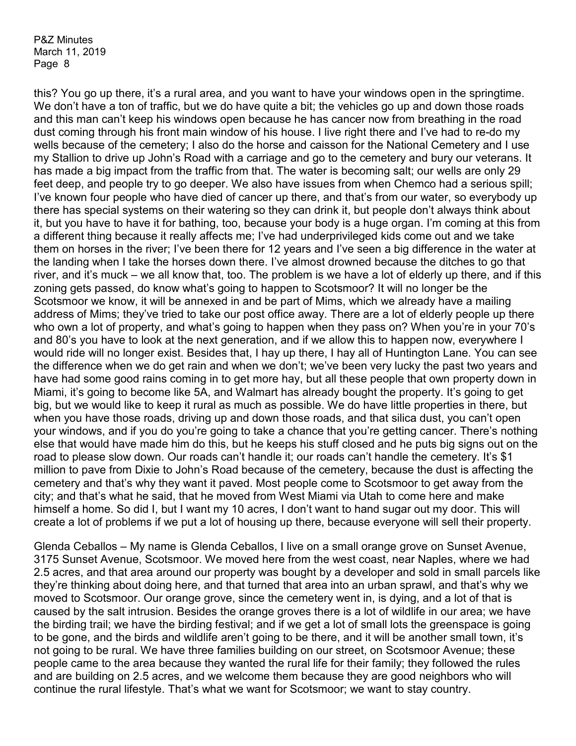this? You go up there, it's a rural area, and you want to have your windows open in the springtime. We don't have a ton of traffic, but we do have quite a bit; the vehicles go up and down those roads and this man can't keep his windows open because he has cancer now from breathing in the road dust coming through his front main window of his house. I live right there and I've had to re-do my wells because of the cemetery; I also do the horse and caisson for the National Cemetery and I use my Stallion to drive up John's Road with a carriage and go to the cemetery and bury our veterans. It has made a big impact from the traffic from that. The water is becoming salt; our wells are only 29 feet deep, and people try to go deeper. We also have issues from when Chemco had a serious spill; I've known four people who have died of cancer up there, and that's from our water, so everybody up there has special systems on their watering so they can drink it, but people don't always think about it, but you have to have it for bathing, too, because your body is a huge organ. I'm coming at this from a different thing because it really affects me; I've had underprivileged kids come out and we take them on horses in the river; I've been there for 12 years and I've seen a big difference in the water at the landing when I take the horses down there. I've almost drowned because the ditches to go that river, and it's muck – we all know that, too. The problem is we have a lot of elderly up there, and if this zoning gets passed, do know what's going to happen to Scotsmoor? It will no longer be the Scotsmoor we know, it will be annexed in and be part of Mims, which we already have a mailing address of Mims; they've tried to take our post office away. There are a lot of elderly people up there who own a lot of property, and what's going to happen when they pass on? When you're in your 70's and 80's you have to look at the next generation, and if we allow this to happen now, everywhere I would ride will no longer exist. Besides that, I hay up there, I hay all of Huntington Lane. You can see the difference when we do get rain and when we don't; we've been very lucky the past two years and have had some good rains coming in to get more hay, but all these people that own property down in Miami, it's going to become like 5A, and Walmart has already bought the property. It's going to get big, but we would like to keep it rural as much as possible. We do have little properties in there, but when you have those roads, driving up and down those roads, and that silica dust, you can't open your windows, and if you do you're going to take a chance that you're getting cancer. There's nothing else that would have made him do this, but he keeps his stuff closed and he puts big signs out on the road to please slow down. Our roads can't handle it; our roads can't handle the cemetery. It's $1 million to pave from Dixie to John's Road because of the cemetery, because the dust is affecting the cemetery and that's why they want it paved. Most people come to Scotsmoor to get away from the city; and that's what he said, that he moved from West Miami via Utah to come here and make himself a home. So did I, but I want my 10 acres, I don't want to hand sugar out my door. This will create a lot of problems if we put a lot of housing up there, because everyone will sell their property.

Glenda Ceballos – My name is Glenda Ceballos, I live on a small orange grove on Sunset Avenue, 3175 Sunset Avenue, Scotsmoor. We moved here from the west coast, near Naples, where we had 2.5 acres, and that area around our property was bought by a developer and sold in small parcels like they're thinking about doing here, and that turned that area into an urban sprawl, and that's why we moved to Scotsmoor. Our orange grove, since the cemetery went in, is dying, and a lot of that is caused by the salt intrusion. Besides the orange groves there is a lot of wildlife in our area; we have the birding trail; we have the birding festival; and if we get a lot of small lots the greenspace is going to be gone, and the birds and wildlife aren't going to be there, and it will be another small town, it's not going to be rural. We have three families building on our street, on Scotsmoor Avenue; these people came to the area because they wanted the rural life for their family; they followed the rules and are building on 2.5 acres, and we welcome them because they are good neighbors who will continue the rural lifestyle. That's what we want for Scotsmoor; we want to stay country.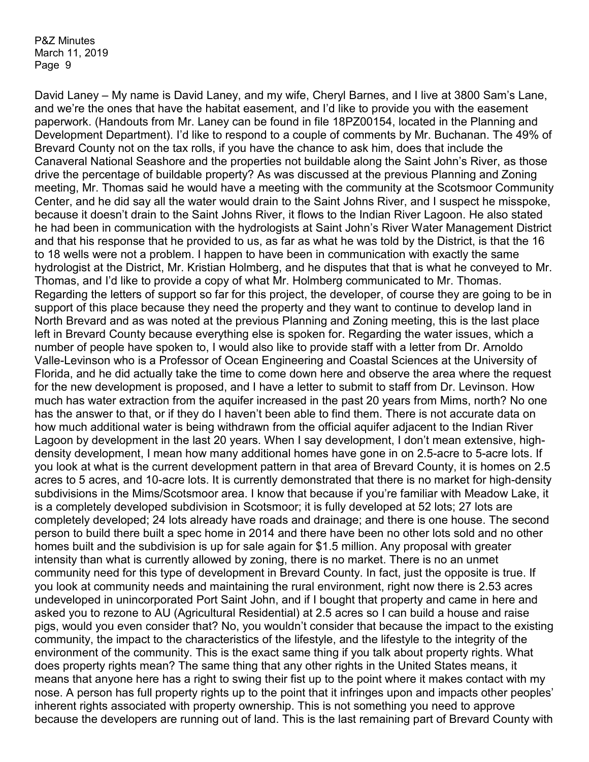David Laney – My name is David Laney, and my wife, Cheryl Barnes, and I live at 3800 Sam's Lane, and we're the ones that have the habitat easement, and I'd like to provide you with the easement paperwork. (Handouts from Mr. Laney can be found in file 18PZ00154, located in the Planning and Development Department). I'd like to respond to a couple of comments by Mr. Buchanan. The 49% of Brevard County not on the tax rolls, if you have the chance to ask him, does that include the Canaveral National Seashore and the properties not buildable along the Saint John's River, as those drive the percentage of buildable property? As was discussed at the previous Planning and Zoning meeting, Mr. Thomas said he would have a meeting with the community at the Scotsmoor Community Center, and he did say all the water would drain to the Saint Johns River, and I suspect he misspoke, because it doesn't drain to the Saint Johns River, it flows to the Indian River Lagoon. He also stated he had been in communication with the hydrologists at Saint John's River Water Management District and that his response that he provided to us, as far as what he was told by the District, is that the 16 to 18 wells were not a problem. I happen to have been in communication with exactly the same hydrologist at the District, Mr. Kristian Holmberg, and he disputes that that is what he conveyed to Mr. Thomas, and I'd like to provide a copy of what Mr. Holmberg communicated to Mr. Thomas. Regarding the letters of support so far for this project, the developer, of course they are going to be in support of this place because they need the property and they want to continue to develop land in North Brevard and as was noted at the previous Planning and Zoning meeting, this is the last place left in Brevard County because everything else is spoken for. Regarding the water issues, which a number of people have spoken to, I would also like to provide staff with a letter from Dr. Arnoldo Valle-Levinson who is a Professor of Ocean Engineering and Coastal Sciences at the University of Florida, and he did actually take the time to come down here and observe the area where the request for the new development is proposed, and I have a letter to submit to staff from Dr. Levinson. How much has water extraction from the aquifer increased in the past 20 years from Mims, north? No one has the answer to that, or if they do I haven't been able to find them. There is not accurate data on how much additional water is being withdrawn from the official aquifer adjacent to the Indian River Lagoon by development in the last 20 years. When I say development, I don't mean extensive, high-density development, I mean how many additional homes have gone in on 2.5-acre to 5-acre lots. If you look at what is the current development pattern in that area of Brevard County, it is homes on 2.5 acres to 5 acres, and 10-acre lots. It is currently demonstrated that there is no market for high-density subdivisions in the Mims/Scotsmoor area. I know that because if you're familiar with Meadow Lake, it is a completely developed subdivision in Scotsmoor; it is fully developed at 52 lots; 27 lots are completely developed; 24 lots already have roads and drainage; and there is one house. The second person to build there built a spec home in 2014 and there have been no other lots sold and no other homes built and the subdivision is up for sale again for $1.5 million. Any proposal with greater intensity than what is currently allowed by zoning, there is no market. There is no an unmet community need for this type of development in Brevard County. In fact, just the opposite is true. If you look at community needs and maintaining the rural environment, right now there is 2.53 acres undeveloped in unincorporated Port Saint John, and if I bought that property and came in here and asked you to rezone to AU (Agricultural Residential) at 2.5 acres so I can build a house and raise pigs, would you even consider that? No, you wouldn't consider that because the impact to the existing community, the impact to the characteristics of the lifestyle, and the lifestyle to the integrity of the environment of the community. This is the exact same thing if you talk about property rights. What does property rights mean? The same thing that any other rights in the United States means, it means that anyone here has a right to swing their fist up to the point where it makes contact with my nose. A person has full property rights up to the point that it infringes upon and impacts other peoples' inherent rights associated with property ownership. This is not something you need to approve because the developers are running out of land. This is the last remaining part of Brevard County with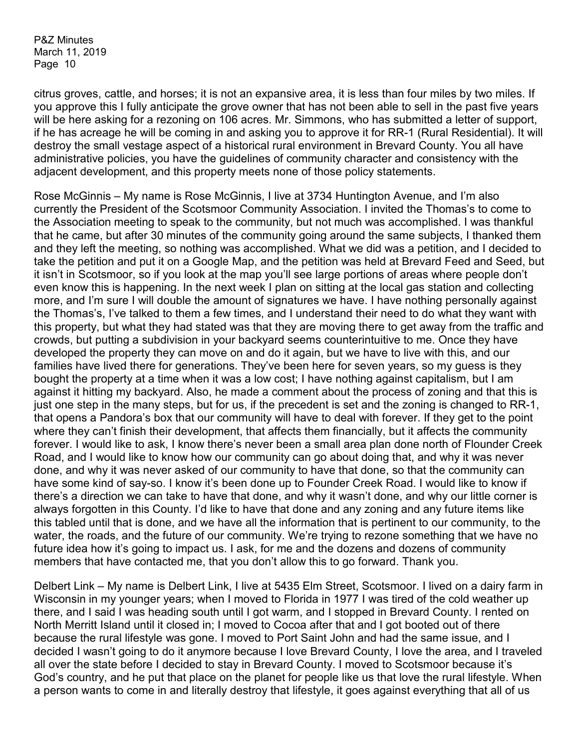citrus groves, cattle, and horses; it is not an expansive area, it is less than four miles by two miles. If you approve this I fully anticipate the grove owner that has not been able to sell in the past five years will be here asking for a rezoning on 106 acres. Mr. Simmons, who has submitted a letter of support, if he has acreage he will be coming in and asking you to approve it for RR-1 (Rural Residential). It will destroy the small vestage aspect of a historical rural environment in Brevard County. You all have administrative policies, you have the guidelines of community character and consistency with the adjacent development, and this property meets none of those policy statements.

Rose McGinnis – My name is Rose McGinnis, I live at 3734 Huntington Avenue, and I'm also currently the President of the Scotsmoor Community Association. I invited the Thomas's to come to the Association meeting to speak to the community, but not much was accomplished. I was thankful that he came, but after 30 minutes of the community going around the same subjects, I thanked them and they left the meeting, so nothing was accomplished. What we did was a petition, and I decided to take the petition and put it on a Google Map, and the petition was held at Brevard Feed and Seed, but it isn't in Scotsmoor, so if you look at the map you'll see large portions of areas where people don't even know this is happening. In the next week I plan on sitting at the local gas station and collecting more, and I'm sure I will double the amount of signatures we have. I have nothing personally against the Thomas's, I've talked to them a few times, and I understand their need to do what they want with this property, but what they had stated was that they are moving there to get away from the traffic and crowds, but putting a subdivision in your backyard seems counterintuitive to me. Once they have developed the property they can move on and do it again, but we have to live with this, and our families have lived there for generations. They've been here for seven years, so my guess is they bought the property at a time when it was a low cost; I have nothing against capitalism, but I am against it hitting my backyard. Also, he made a comment about the process of zoning and that this is just one step in the many steps, but for us, if the precedent is set and the zoning is changed to RR-1, that opens a Pandora's box that our community will have to deal with forever. If they get to the point where they can't finish their development, that affects them financially, but it affects the community forever. I would like to ask, I know there's never been a small area plan done north of Flounder Creek Road, and I would like to know how our community can go about doing that, and why it was never done, and why it was never asked of our community to have that done, so that the community can have some kind of say-so. I know it's been done up to Founder Creek Road. I would like to know if there's a direction we can take to have that done, and why it wasn't done, and why our little corner is always forgotten in this County. I'd like to have that done and any zoning and any future items like this tabled until that is done, and we have all the information that is pertinent to our community, to the water, the roads, and the future of our community. We're trying to rezone something that we have no future idea how it's going to impact us. I ask, for me and the dozens and dozens of community members that have contacted me, that you don't allow this to go forward. Thank you.

Delbert Link – My name is Delbert Link, I live at 5435 Elm Street, Scotsmoor. I lived on a dairy farm in Wisconsin in my younger years; when I moved to Florida in 1977 I was tired of the cold weather up there, and I said I was heading south until I got warm, and I stopped in Brevard County. I rented on North Merritt Island until it closed in; I moved to Cocoa after that and I got booted out of there because the rural lifestyle was gone. I moved to Port Saint John and had the same issue, and I decided I wasn't going to do it anymore because I love Brevard County, I love the area, and I traveled all over the state before I decided to stay in Brevard County. I moved to Scotsmoor because it's God's country, and he put that place on the planet for people like us that love the rural lifestyle. When a person wants to come in and literally destroy that lifestyle, it goes against everything that all of us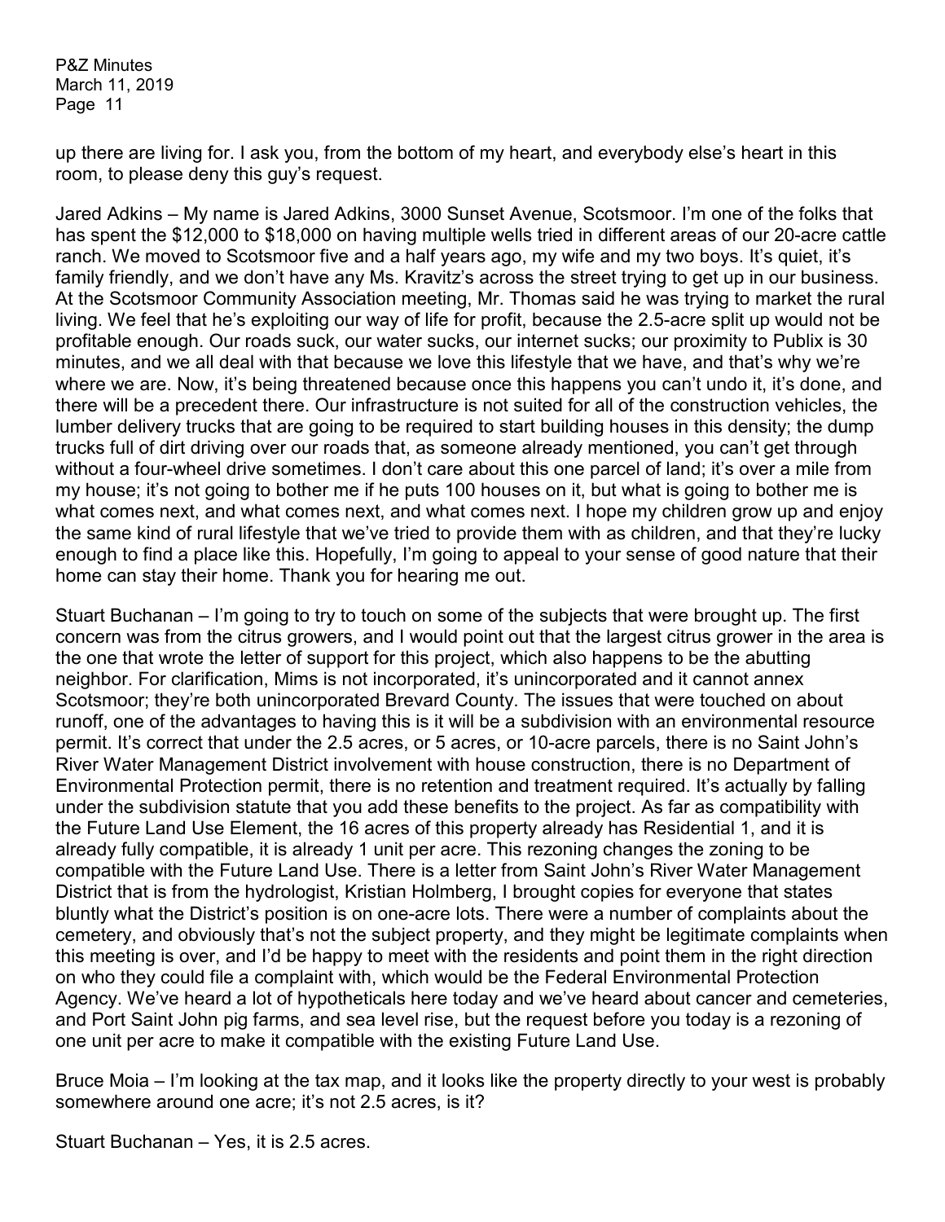up there are living for. I ask you, from the bottom of my heart, and everybody else's heart in this room, to please deny this guy's request.

Jared Adkins – My name is Jared Adkins, 3000 Sunset Avenue, Scotsmoor. I'm one of the folks that has spent the $12,000 to $18,000 on having multiple wells tried in different areas of our 20-acre cattle ranch. We moved to Scotsmoor five and a half years ago, my wife and my two boys. It's quiet, it's family friendly, and we don't have any Ms. Kravitz's across the street trying to get up in our business. At the Scotsmoor Community Association meeting, Mr. Thomas said he was trying to market the rural living. We feel that he's exploiting our way of life for profit, because the 2.5-acre split up would not be profitable enough. Our roads suck, our water sucks, our internet sucks; our proximity to Publix is 30 minutes, and we all deal with that because we love this lifestyle that we have, and that's why we're where we are. Now, it's being threatened because once this happens you can't undo it, it's done, and there will be a precedent there. Our infrastructure is not suited for all of the construction vehicles, the lumber delivery trucks that are going to be required to start building houses in this density; the dump trucks full of dirt driving over our roads that, as someone already mentioned, you can't get through without a four-wheel drive sometimes. I don't care about this one parcel of land; it's over a mile from my house; it's not going to bother me if he puts 100 houses on it, but what is going to bother me is what comes next, and what comes next, and what comes next. I hope my children grow up and enjoy the same kind of rural lifestyle that we've tried to provide them with as children, and that they're lucky enough to find a place like this. Hopefully, I'm going to appeal to your sense of good nature that their home can stay their home. Thank you for hearing me out.

Stuart Buchanan – I'm going to try to touch on some of the subjects that were brought up. The first concern was from the citrus growers, and I would point out that the largest citrus grower in the area is the one that wrote the letter of support for this project, which also happens to be the abutting neighbor. For clarification, Mims is not incorporated, it's unincorporated and it cannot annex Scotsmoor; they're both unincorporated Brevard County. The issues that were touched on about runoff, one of the advantages to having this is it will be a subdivision with an environmental resource permit. It's correct that under the 2.5 acres, or 5 acres, or 10-acre parcels, there is no Saint John's River Water Management District involvement with house construction, there is no Department of Environmental Protection permit, there is no retention and treatment required. It's actually by falling under the subdivision statute that you add these benefits to the project. As far as compatibility with the Future Land Use Element, the 16 acres of this property already has Residential 1, and it is already fully compatible, it is already 1 unit per acre. This rezoning changes the zoning to be compatible with the Future Land Use. There is a letter from Saint John's River Water Management District that is from the hydrologist, Kristian Holmberg, I brought copies for everyone that states bluntly what the District's position is on one-acre lots. There were a number of complaints about the cemetery, and obviously that's not the subject property, and they might be legitimate complaints when this meeting is over, and I'd be happy to meet with the residents and point them in the right direction on who they could file a complaint with, which would be the Federal Environmental Protection Agency. We've heard a lot of hypotheticals here today and we've heard about cancer and cemeteries, and Port Saint John pig farms, and sea level rise, but the request before you today is a rezoning of one unit per acre to make it compatible with the existing Future Land Use.

Bruce Moia – I'm looking at the tax map, and it looks like the property directly to your west is probably somewhere around one acre; it's not 2.5 acres, is it?

Stuart Buchanan – Yes, it is 2.5 acres.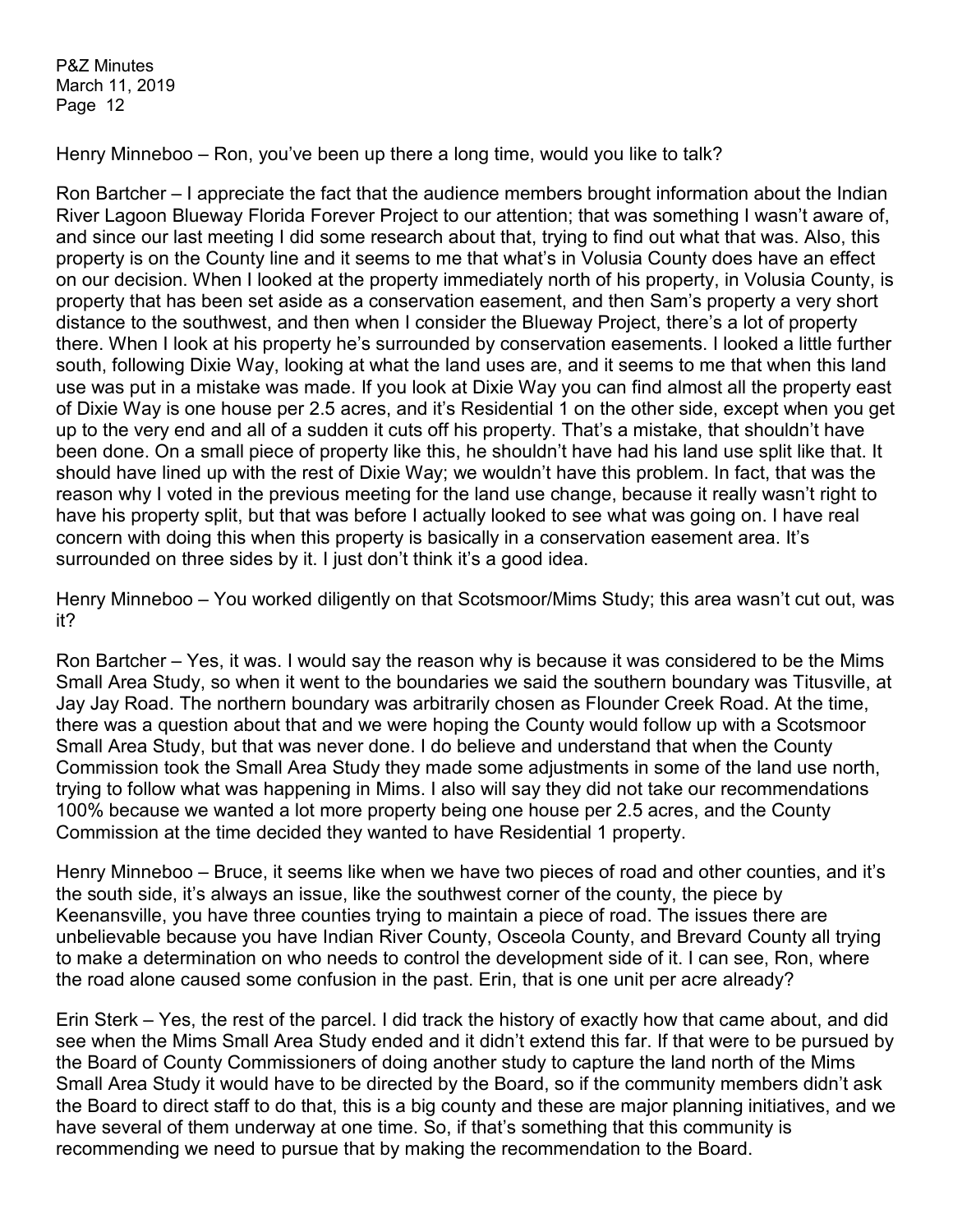Henry Minneboo – Ron, you've been up there a long time, would you like to talk?

Ron Bartcher – I appreciate the fact that the audience members brought information about the Indian River Lagoon Blueway Florida Forever Project to our attention; that was something I wasn't aware of, and since our last meeting I did some research about that, trying to find out what that was. Also, this property is on the County line and it seems to me that what's in Volusia County does have an effect on our decision. When I looked at the property immediately north of his property, in Volusia County, is property that has been set aside as a conservation easement, and then Sam's property a very short distance to the southwest, and then when I consider the Blueway Project, there's a lot of property there. When I look at his property he's surrounded by conservation easements. I looked a little further south, following Dixie Way, looking at what the land uses are, and it seems to me that when this land use was put in a mistake was made. If you look at Dixie Way you can find almost all the property east of Dixie Way is one house per 2.5 acres, and it's Residential 1 on the other side, except when you get up to the very end and all of a sudden it cuts off his property. That's a mistake, that shouldn't have been done. On a small piece of property like this, he shouldn't have had his land use split like that. It should have lined up with the rest of Dixie Way; we wouldn't have this problem. In fact, that was the reason why I voted in the previous meeting for the land use change, because it really wasn't right to have his property split, but that was before I actually looked to see what was going on. I have real concern with doing this when this property is basically in a conservation easement area. It's surrounded on three sides by it. I just don't think it's a good idea.

Henry Minneboo – You worked diligently on that Scotsmoor/Mims Study; this area wasn't cut out, was it?

Ron Bartcher – Yes, it was. I would say the reason why is because it was considered to be the Mims Small Area Study, so when it went to the boundaries we said the southern boundary was Titusville, at Jay Jay Road. The northern boundary was arbitrarily chosen as Flounder Creek Road. At the time, there was a question about that and we were hoping the County would follow up with a Scotsmoor Small Area Study, but that was never done. I do believe and understand that when the County Commission took the Small Area Study they made some adjustments in some of the land use north, trying to follow what was happening in Mims. I also will say they did not take our recommendations 100% because we wanted a lot more property being one house per 2.5 acres, and the County Commission at the time decided they wanted to have Residential 1 property.

Henry Minneboo – Bruce, it seems like when we have two pieces of road and other counties, and it's the south side, it's always an issue, like the southwest corner of the county, the piece by Keenansville, you have three counties trying to maintain a piece of road. The issues there are unbelievable because you have Indian River County, Osceola County, and Brevard County all trying to make a determination on who needs to control the development side of it. I can see, Ron, where the road alone caused some confusion in the past. Erin, that is one unit per acre already?

Erin Sterk – Yes, the rest of the parcel. I did track the history of exactly how that came about, and did see when the Mims Small Area Study ended and it didn't extend this far. If that were to be pursued by the Board of County Commissioners of doing another study to capture the land north of the Mims Small Area Study it would have to be directed by the Board, so if the community members didn't ask the Board to direct staff to do that, this is a big county and these are major planning initiatives, and we have several of them underway at one time. So, if that's something that this community is recommending we need to pursue that by making the recommendation to the Board.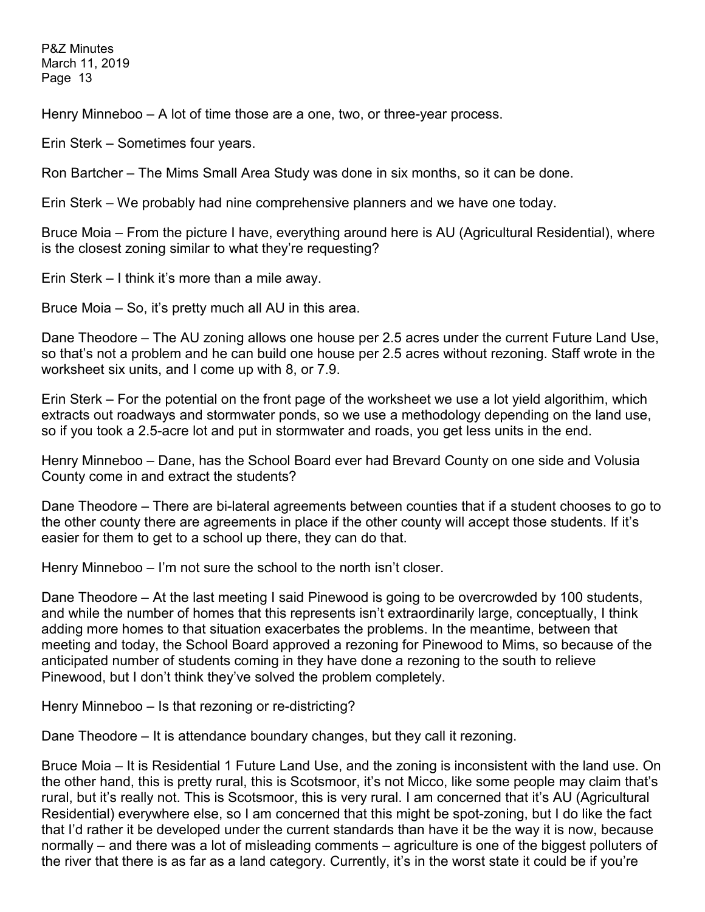Henry Minneboo – A lot of time those are a one, two, or three-year process.

Erin Sterk – Sometimes four years.

Ron Bartcher – The Mims Small Area Study was done in six months, so it can be done.

Erin Sterk – We probably had nine comprehensive planners and we have one today.

Bruce Moia – From the picture I have, everything around here is AU (Agricultural Residential), where is the closest zoning similar to what they're requesting?

Erin Sterk – I think it's more than a mile away.

Bruce Moia – So, it's pretty much all AU in this area.

Dane Theodore – The AU zoning allows one house per 2.5 acres under the current Future Land Use, so that's not a problem and he can build one house per 2.5 acres without rezoning. Staff wrote in the worksheet six units, and I come up with 8, or 7.9.

Erin Sterk – For the potential on the front page of the worksheet we use a lot yield algorithim, which extracts out roadways and stormwater ponds, so we use a methodology depending on the land use, so if you took a 2.5-acre lot and put in stormwater and roads, you get less units in the end.

Henry Minneboo – Dane, has the School Board ever had Brevard County on one side and Volusia County come in and extract the students?

Dane Theodore – There are bi-lateral agreements between counties that if a student chooses to go to the other county there are agreements in place if the other county will accept those students. If it's easier for them to get to a school up there, they can do that.

Henry Minneboo – I'm not sure the school to the north isn't closer.

Dane Theodore – At the last meeting I said Pinewood is going to be overcrowded by 100 students, and while the number of homes that this represents isn't extraordinarily large, conceptually, I think adding more homes to that situation exacerbates the problems. In the meantime, between that meeting and today, the School Board approved a rezoning for Pinewood to Mims, so because of the anticipated number of students coming in they have done a rezoning to the south to relieve Pinewood, but I don't think they've solved the problem completely.

Henry Minneboo – Is that rezoning or re-districting?

Dane Theodore – It is attendance boundary changes, but they call it rezoning.

Bruce Moia – It is Residential 1 Future Land Use, and the zoning is inconsistent with the land use. On the other hand, this is pretty rural, this is Scotsmoor, it's not Micco, like some people may claim that's rural, but it's really not. This is Scotsmoor, this is very rural. I am concerned that it's AU (Agricultural Residential) everywhere else, so I am concerned that this might be spot-zoning, but I do like the fact that I'd rather it be developed under the current standards than have it be the way it is now, because normally – and there was a lot of misleading comments – agriculture is one of the biggest polluters of the river that there is as far as a land category. Currently, it's in the worst state it could be if you're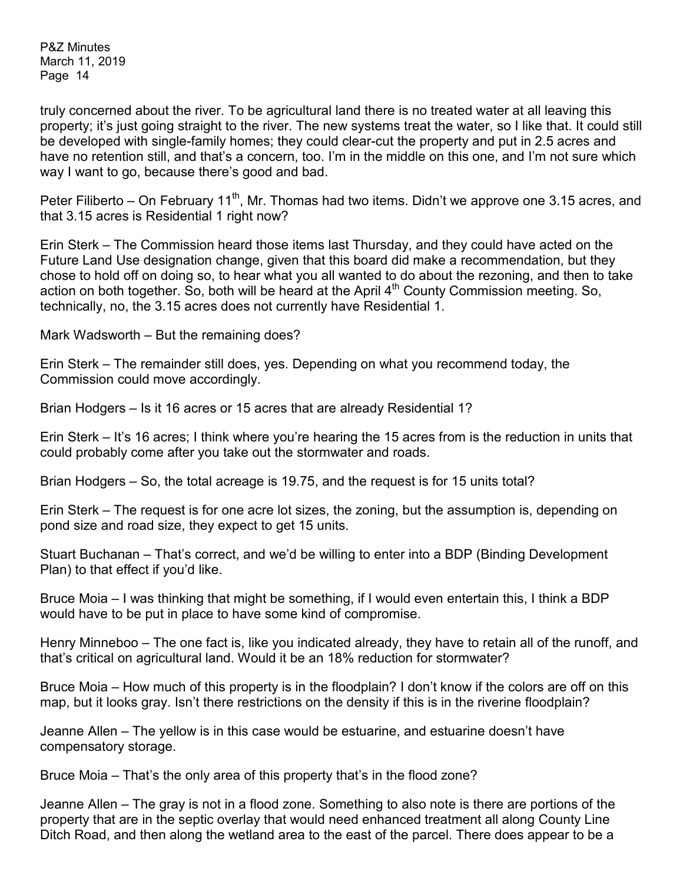truly concerned about the river. To be agricultural land there is no treated water at all leaving this property; it's just going straight to the river. The new systems treat the water, so I like that. It could still be developed with single-family homes; they could clear-cut the property and put in 2.5 acres and have no retention still, and that's a concern, too. I'm in the middle on this one, and I'm not sure which way I want to go, because there's good and bad.

Peter Filiberto – On February 11th, Mr. Thomas had two items. Didn't we approve one 3.15 acres, and that 3.15 acres is Residential 1 right now?

Erin Sterk – The Commission heard those items last Thursday, and they could have acted on the Future Land Use designation change, given that this board did make a recommendation, but they chose to hold off on doing so, to hear what you all wanted to do about the rezoning, and then to take action on both together. So, both will be heard at the April 4th County Commission meeting. So, technically, no, the 3.15 acres does not currently have Residential 1.

Mark Wadsworth – But the remaining does?

Erin Sterk – The remainder still does, yes. Depending on what you recommend today, the Commission could move accordingly.

Brian Hodgers – Is it 16 acres or 15 acres that are already Residential 1?

Erin Sterk – It's 16 acres; I think where you're hearing the 15 acres from is the reduction in units that could probably come after you take out the stormwater and roads.

Brian Hodgers – So, the total acreage is 19.75, and the request is for 15 units total?

Erin Sterk – The request is for one acre lot sizes, the zoning, but the assumption is, depending on pond size and road size, they expect to get 15 units.

Stuart Buchanan – That's correct, and we'd be willing to enter into a BDP (Binding Development Plan) to that effect if you'd like.

Bruce Moia – I was thinking that might be something, if I would even entertain this, I think a BDP would have to be put in place to have some kind of compromise.

Henry Minneboo – The one fact is, like you indicated already, they have to retain all of the runoff, and that's critical on agricultural land. Would it be an 18% reduction for stormwater?

Bruce Moia – How much of this property is in the floodplain? I don't know if the colors are off on this map, but it looks gray. Isn't there restrictions on the density if this is in the riverine floodplain?

Jeanne Allen – The yellow is in this case would be estuarine, and estuarine doesn't have compensatory storage.

Bruce Moia – That's the only area of this property that's in the flood zone?

Jeanne Allen – The gray is not in a flood zone. Something to also note is there are portions of the property that are in the septic overlay that would need enhanced treatment all along County Line Ditch Road, and then along the wetland area to the east of the parcel. There does appear to be a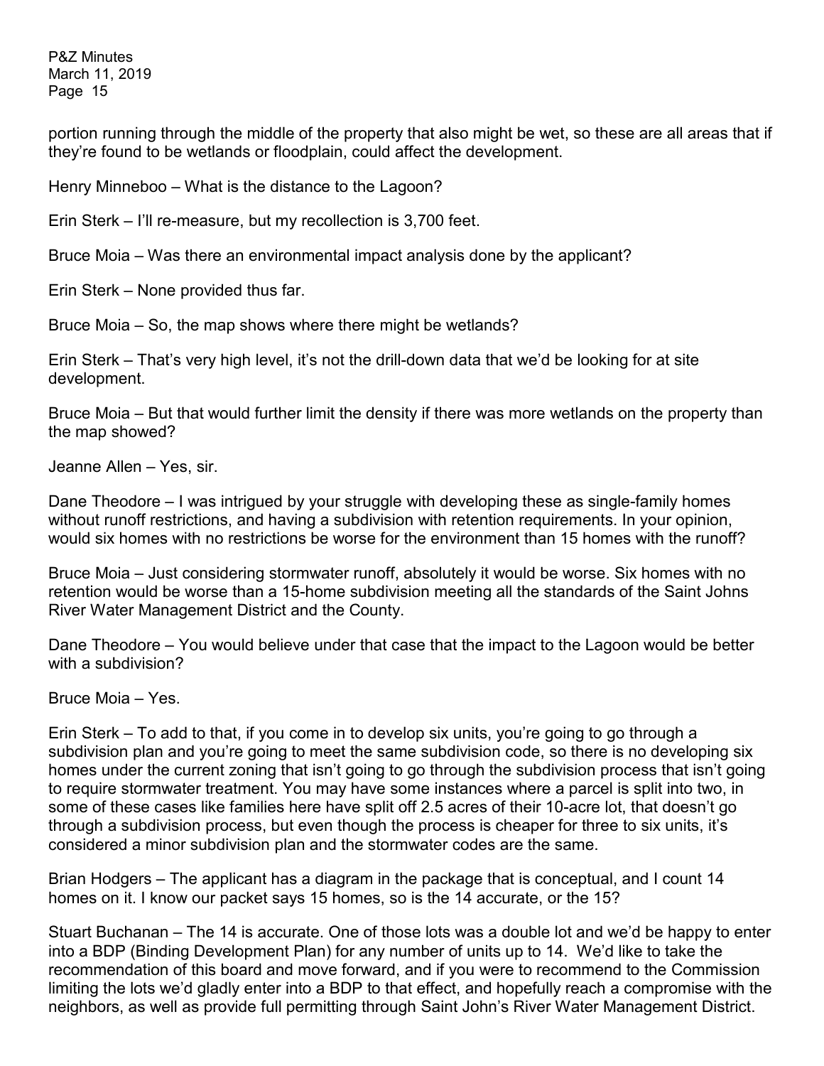portion running through the middle of the property that also might be wet, so these are all areas that if they're found to be wetlands or floodplain, could affect the development.

Henry Minneboo – What is the distance to the Lagoon?

Erin Sterk – I'll re-measure, but my recollection is 3,700 feet.

Bruce Moia – Was there an environmental impact analysis done by the applicant?

Erin Sterk – None provided thus far.

Bruce Moia – So, the map shows where there might be wetlands?

Erin Sterk – That's very high level, it's not the drill-down data that we'd be looking for at site development.

Bruce Moia – But that would further limit the density if there was more wetlands on the property than the map showed?

Jeanne Allen – Yes, sir.

Dane Theodore – I was intrigued by your struggle with developing these as single-family homes without runoff restrictions, and having a subdivision with retention requirements. In your opinion, would six homes with no restrictions be worse for the environment than 15 homes with the runoff?

Bruce Moia – Just considering stormwater runoff, absolutely it would be worse. Six homes with no retention would be worse than a 15-home subdivision meeting all the standards of the Saint Johns River Water Management District and the County.

Dane Theodore – You would believe under that case that the impact to the Lagoon would be better with a subdivision?

Bruce Moia – Yes.

Erin Sterk – To add to that, if you come in to develop six units, you're going to go through a subdivision plan and you're going to meet the same subdivision code, so there is no developing six homes under the current zoning that isn't going to go through the subdivision process that isn't going to require stormwater treatment. You may have some instances where a parcel is split into two, in some of these cases like families here have split off 2.5 acres of their 10-acre lot, that doesn't go through a subdivision process, but even though the process is cheaper for three to six units, it's considered a minor subdivision plan and the stormwater codes are the same.

Brian Hodgers – The applicant has a diagram in the package that is conceptual, and I count 14 homes on it. I know our packet says 15 homes, so is the 14 accurate, or the 15?

Stuart Buchanan – The 14 is accurate. One of those lots was a double lot and we'd be happy to enter into a BDP (Binding Development Plan) for any number of units up to 14. We'd like to take the recommendation of this board and move forward, and if you were to recommend to the Commission limiting the lots we'd gladly enter into a BDP to that effect, and hopefully reach a compromise with the neighbors, as well as provide full permitting through Saint John's River Water Management District.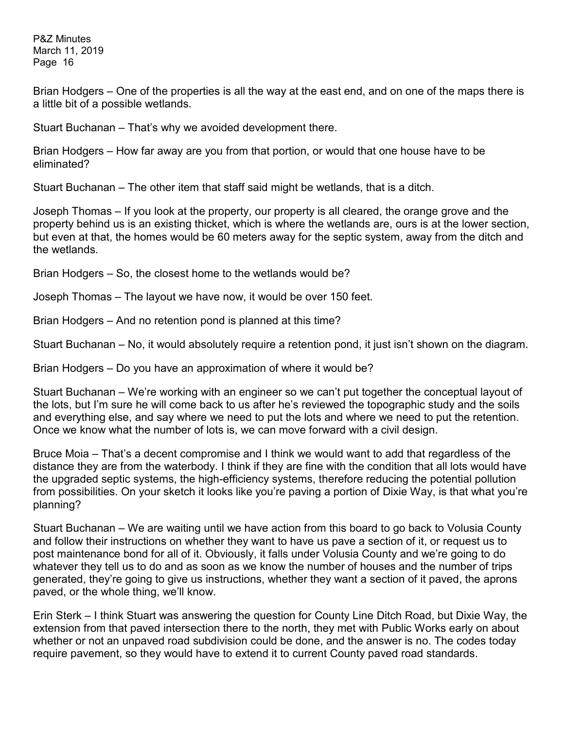Brian Hodgers – One of the properties is all the way at the east end, and on one of the maps there is a little bit of a possible wetlands.

Stuart Buchanan – That's why we avoided development there.

Brian Hodgers – How far away are you from that portion, or would that one house have to be eliminated?

Stuart Buchanan – The other item that staff said might be wetlands, that is a ditch.

Joseph Thomas – If you look at the property, our property is all cleared, the orange grove and the property behind us is an existing thicket, which is where the wetlands are, ours is at the lower section, but even at that, the homes would be 60 meters away for the septic system, away from the ditch and the wetlands.

Brian Hodgers – So, the closest home to the wetlands would be?

Joseph Thomas – The layout we have now, it would be over 150 feet.

Brian Hodgers – And no retention pond is planned at this time?

Stuart Buchanan – No, it would absolutely require a retention pond, it just isn't shown on the diagram.

Brian Hodgers – Do you have an approximation of where it would be?

Stuart Buchanan – We're working with an engineer so we can't put together the conceptual layout of the lots, but I'm sure he will come back to us after he's reviewed the topographic study and the soils and everything else, and say where we need to put the lots and where we need to put the retention. Once we know what the number of lots is, we can move forward with a civil design.

Bruce Moia – That's a decent compromise and I think we would want to add that regardless of the distance they are from the waterbody. I think if they are fine with the condition that all lots would have the upgraded septic systems, the high-efficiency systems, therefore reducing the potential pollution from possibilities. On your sketch it looks like you're paving a portion of Dixie Way, is that what you're planning?

Stuart Buchanan – We are waiting until we have action from this board to go back to Volusia County and follow their instructions on whether they want to have us pave a section of it, or request us to post maintenance bond for all of it. Obviously, it falls under Volusia County and we're going to do whatever they tell us to do and as soon as we know the number of houses and the number of trips generated, they're going to give us instructions, whether they want a section of it paved, the aprons paved, or the whole thing, we'll know.

Erin Sterk – I think Stuart was answering the question for County Line Ditch Road, but Dixie Way, the extension from that paved intersection there to the north, they met with Public Works early on about whether or not an unpaved road subdivision could be done, and the answer is no. The codes today require pavement, so they would have to extend it to current County paved road standards.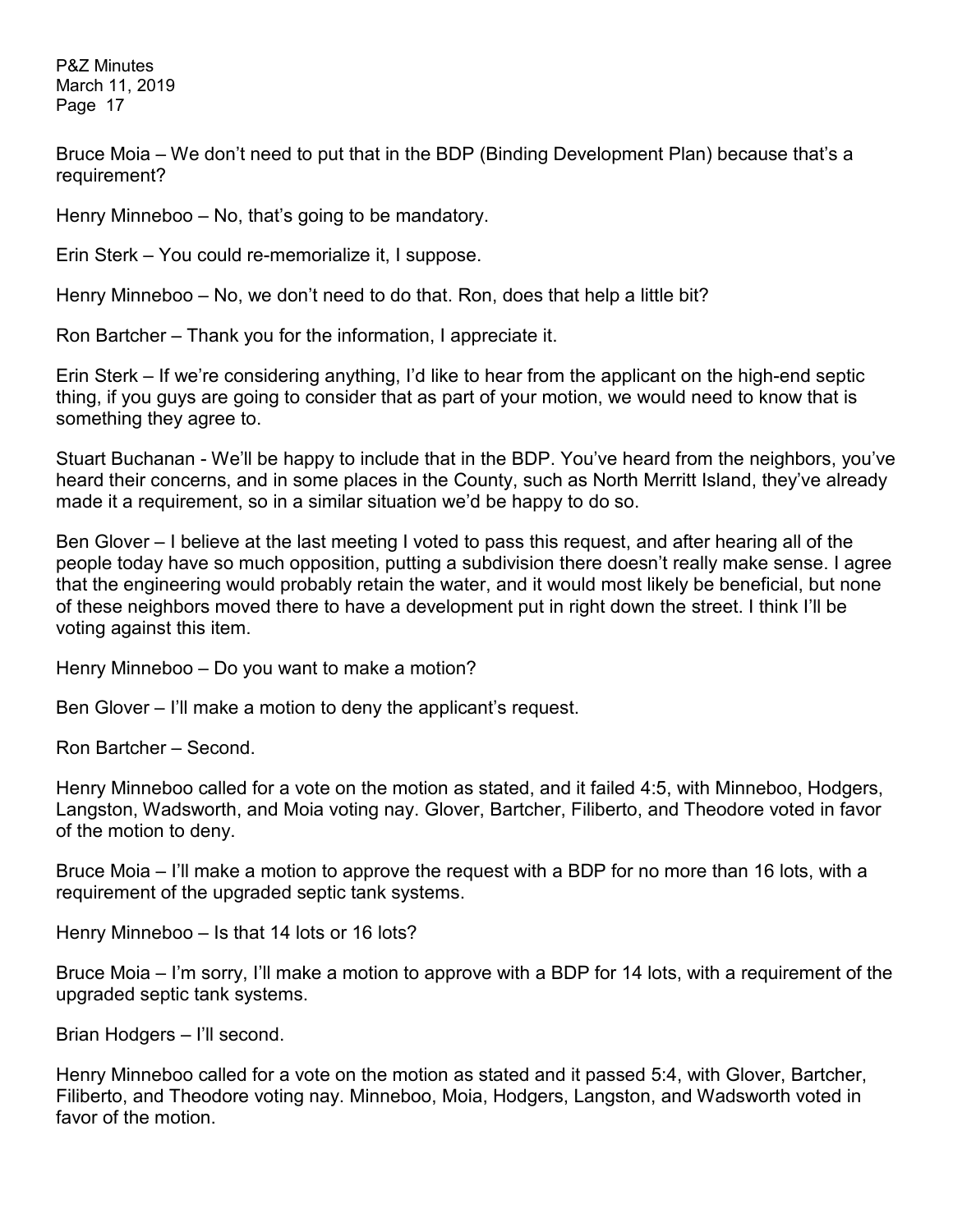Bruce Moia – We don't need to put that in the BDP (Binding Development Plan) because that's a requirement?

Henry Minneboo – No, that's going to be mandatory.

Erin Sterk – You could re-memorialize it, I suppose.

Henry Minneboo – No, we don't need to do that. Ron, does that help a little bit?

Ron Bartcher – Thank you for the information, I appreciate it.

Erin Sterk – If we're considering anything, I'd like to hear from the applicant on the high-end septic thing, if you guys are going to consider that as part of your motion, we would need to know that is something they agree to.

Stuart Buchanan - We'll be happy to include that in the BDP. You've heard from the neighbors, you've heard their concerns, and in some places in the County, such as North Merritt Island, they've already made it a requirement, so in a similar situation we'd be happy to do so.

Ben Glover – I believe at the last meeting I voted to pass this request, and after hearing all of the people today have so much opposition, putting a subdivision there doesn't really make sense. I agree that the engineering would probably retain the water, and it would most likely be beneficial, but none of these neighbors moved there to have a development put in right down the street. I think I'll be voting against this item.

Henry Minneboo – Do you want to make a motion?

Ben Glover – I'll make a motion to deny the applicant's request.

Ron Bartcher – Second.

Henry Minneboo called for a vote on the motion as stated, and it failed 4:5, with Minneboo, Hodgers, Langston, Wadsworth, and Moia voting nay. Glover, Bartcher, Filiberto, and Theodore voted in favor of the motion to deny.

Bruce Moia – I'll make a motion to approve the request with a BDP for no more than 16 lots, with a requirement of the upgraded septic tank systems.

Henry Minneboo – Is that 14 lots or 16 lots?

Bruce Moia – I'm sorry, I'll make a motion to approve with a BDP for 14 lots, with a requirement of the upgraded septic tank systems.

Brian Hodgers – I'll second.

Henry Minneboo called for a vote on the motion as stated and it passed 5:4, with Glover, Bartcher, Filiberto, and Theodore voting nay. Minneboo, Moia, Hodgers, Langston, and Wadsworth voted in favor of the motion.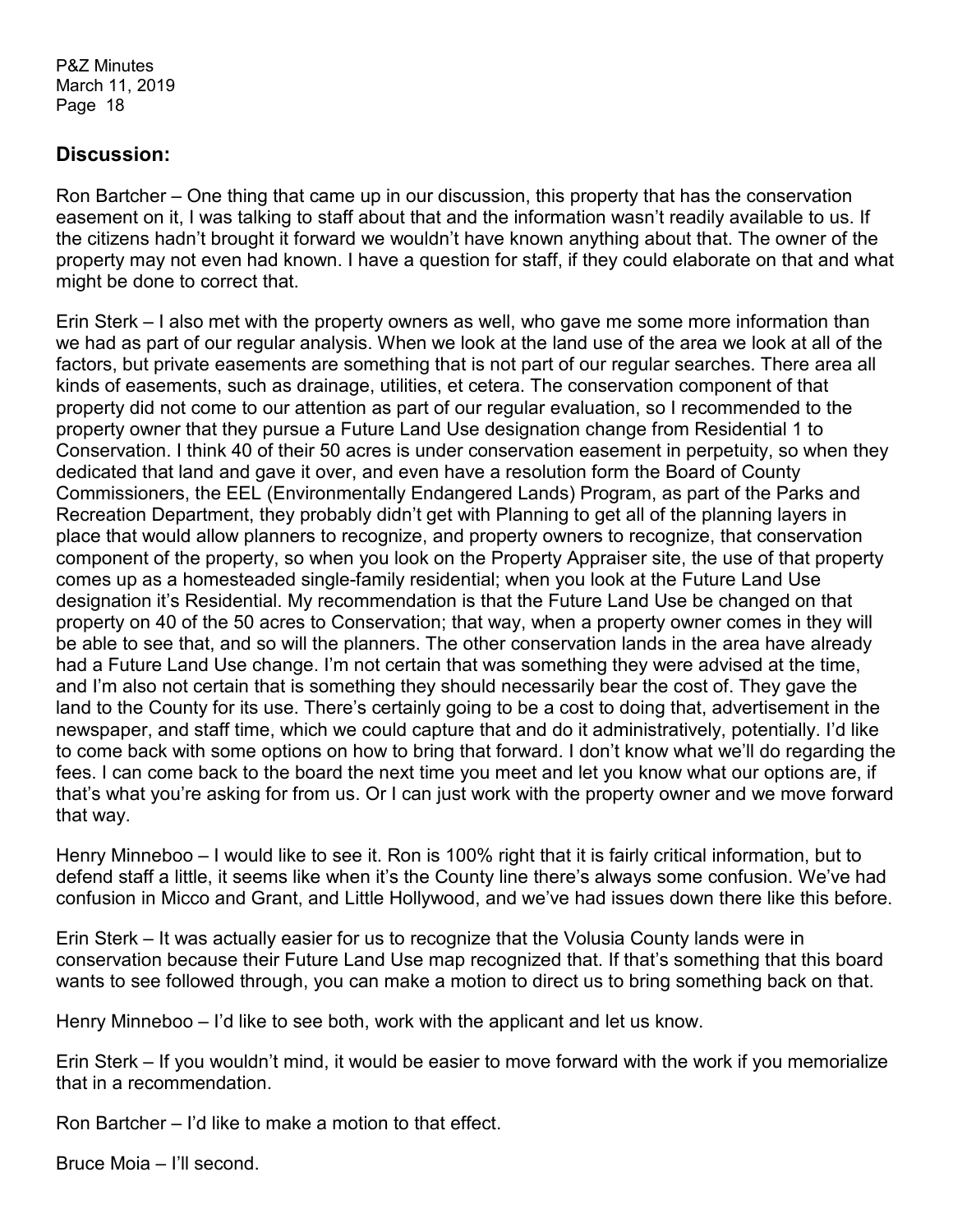## Discussion:

Ron Bartcher – One thing that came up in our discussion, this property that has the conservation easement on it, I was talking to staff about that and the information wasn't readily available to us. If the citizens hadn't brought it forward we wouldn't have known anything about that. The owner of the property may not even had known. I have a question for staff, if they could elaborate on that and what might be done to correct that.

Erin Sterk – I also met with the property owners as well, who gave me some more information than we had as part of our regular analysis. When we look at the land use of the area we look at all of the factors, but private easements are something that is not part of our regular searches. There area all kinds of easements, such as drainage, utilities, et cetera. The conservation component of that property did not come to our attention as part of our regular evaluation, so I recommended to the property owner that they pursue a Future Land Use designation change from Residential 1 to Conservation. I think 40 of their 50 acres is under conservation easement in perpetuity, so when they dedicated that land and gave it over, and even have a resolution form the Board of County Commissioners, the EEL (Environmentally Endangered Lands) Program, as part of the Parks and Recreation Department, they probably didn't get with Planning to get all of the planning layers in place that would allow planners to recognize, and property owners to recognize, that conservation component of the property, so when you look on the Property Appraiser site, the use of that property comes up as a homesteaded single-family residential; when you look at the Future Land Use designation it's Residential. My recommendation is that the Future Land Use be changed on that property on 40 of the 50 acres to Conservation; that way, when a property owner comes in they will be able to see that, and so will the planners. The other conservation lands in the area have already had a Future Land Use change. I'm not certain that was something they were advised at the time, and I'm also not certain that is something they should necessarily bear the cost of. They gave the land to the County for its use. There's certainly going to be a cost to doing that, advertisement in the newspaper, and staff time, which we could capture that and do it administratively, potentially. I'd like to come back with some options on how to bring that forward. I don't know what we'll do regarding the fees. I can come back to the board the next time you meet and let you know what our options are, if that's what you're asking for from us. Or I can just work with the property owner and we move forward that way.

Henry Minneboo – I would like to see it. Ron is 100% right that it is fairly critical information, but to defend staff a little, it seems like when it's the County line there's always some confusion. We've had confusion in Micco and Grant, and Little Hollywood, and we've had issues down there like this before.

Erin Sterk – It was actually easier for us to recognize that the Volusia County lands were in conservation because their Future Land Use map recognized that. If that's something that this board wants to see followed through, you can make a motion to direct us to bring something back on that.

Henry Minneboo – I'd like to see both, work with the applicant and let us know.

Erin Sterk – If you wouldn't mind, it would be easier to move forward with the work if you memorialize that in a recommendation.

Ron Bartcher – I'd like to make a motion to that effect.

Bruce Moia – I'll second.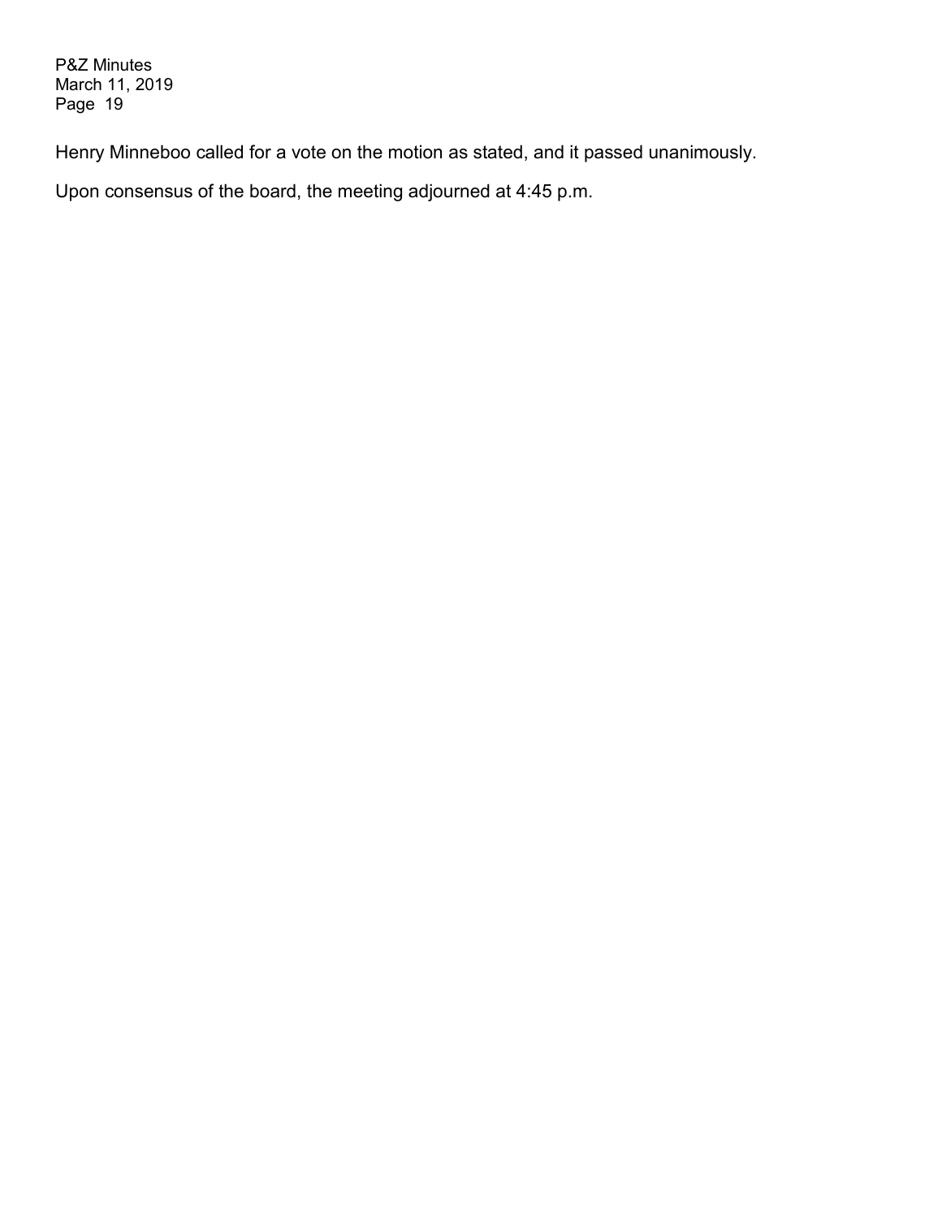Henry Minneboo called for a vote on the motion as stated, and it passed unanimously.

Upon consensus of the board, the meeting adjourned at 4:45 p.m.